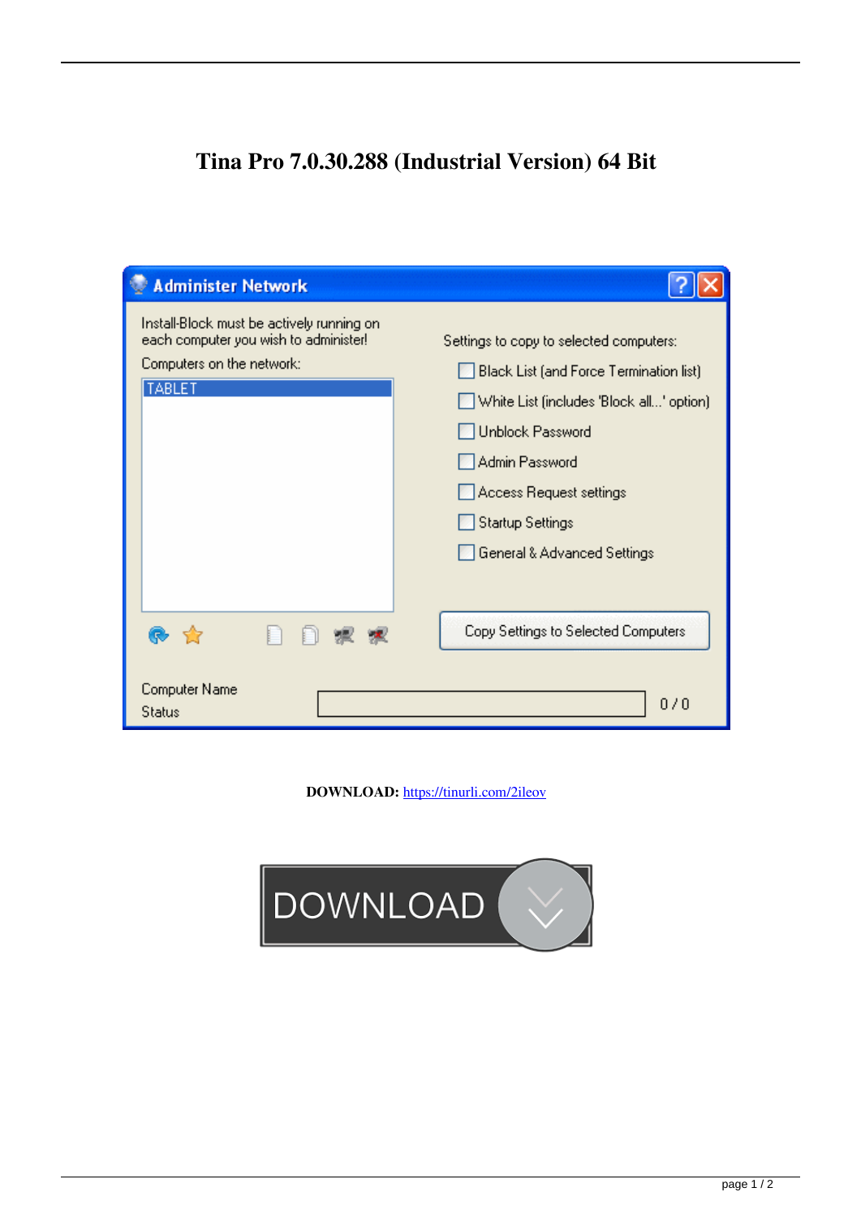# Tina Pro 7.0.30.288 (Industrial Version) 64 Bit

**Administer Network**

Install-Block must be actively running on each computer you wish to administer!

Computers on the network:

TABLET

Settings to copy to selected computers:

- Black List (and Force Termination list)
- White List (includes 'Block all...' option)
- Unblock Password
- Admin Password
- Access Request settings
- Startup Settings
- General & Advanced Settings

Copy Settings to Selected Computers

Computer Name

Status

0 / 0

**DOWNLOAD:** https://tinurli.com/2ileov

DOWNLOAD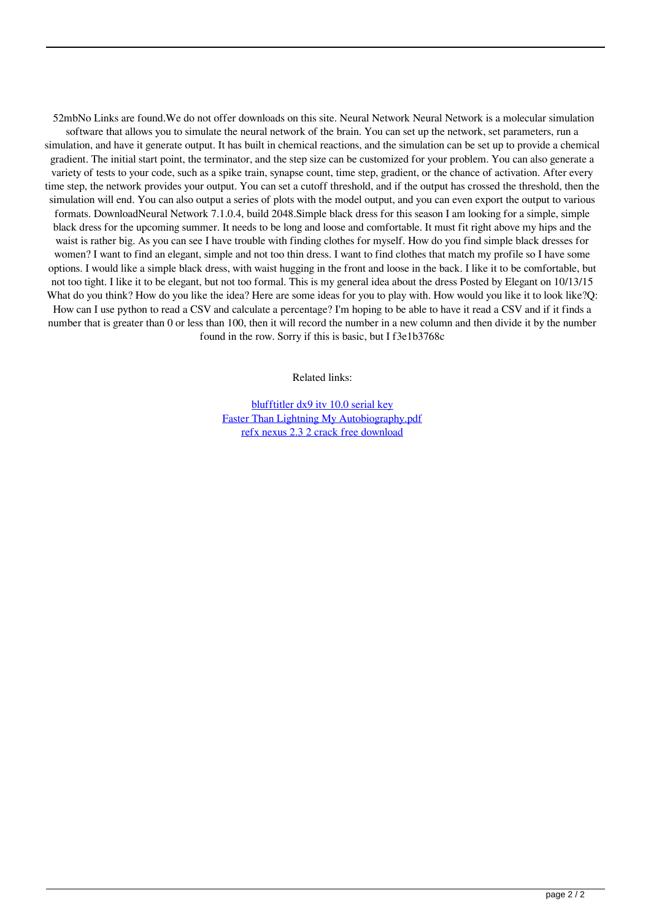52mbNo Links are found.We do not offer downloads on this site. Neural Network Neural Network is a molecular simulation software that allows you to simulate the neural network of the brain. You can set up the network, set parameters, run a simulation, and have it generate output. It has built in chemical reactions, and the simulation can be set up to provide a chemical gradient. The initial start point, the terminator, and the step size can be customized for your problem. You can also generate a variety of tests to your code, such as a spike train, synapse count, time step, gradient, or the chance of activation. After every time step, the network provides your output. You can set a cutoff threshold, and if the output has crossed the threshold, then the simulation will end. You can also output a series of plots with the model output, and you can even export the output to various formats. DownloadNeural Network 7.1.0.4, build 2048.Simple black dress for this season I am looking for a simple, simple black dress for the upcoming summer. It needs to be long and loose and comfortable. It must fit right above my hips and the waist is rather big. As you can see I have trouble with finding clothes for myself. How do you find simple black dresses for women? I want to find an elegant, simple and not too thin dress. I want to find clothes that match my profile so I have some options. I would like a simple black dress, with waist hugging in the front and loose in the back. I like it to be comfortable, but not too tight. I like it to be elegant, but not too formal. This is my general idea about the dress Posted by Elegant on 10/13/15 What do you think? How do you like the idea? Here are some ideas for you to play with. How would you like it to look like?Q: How can I use python to read a CSV and calculate a percentage? I'm hoping to be able to have it read a CSV and if it finds a number that is greater than 0 or less than 100, then it will record the number in a new column and then divide it by the number found in the row. Sorry if this is basic, but I f3e1b3768c

Related links:

blufftitler dx9 itv 10.0 serial key
Faster Than Lightning My Autobiography.pdf
refx nexus 2.3 2 crack free download